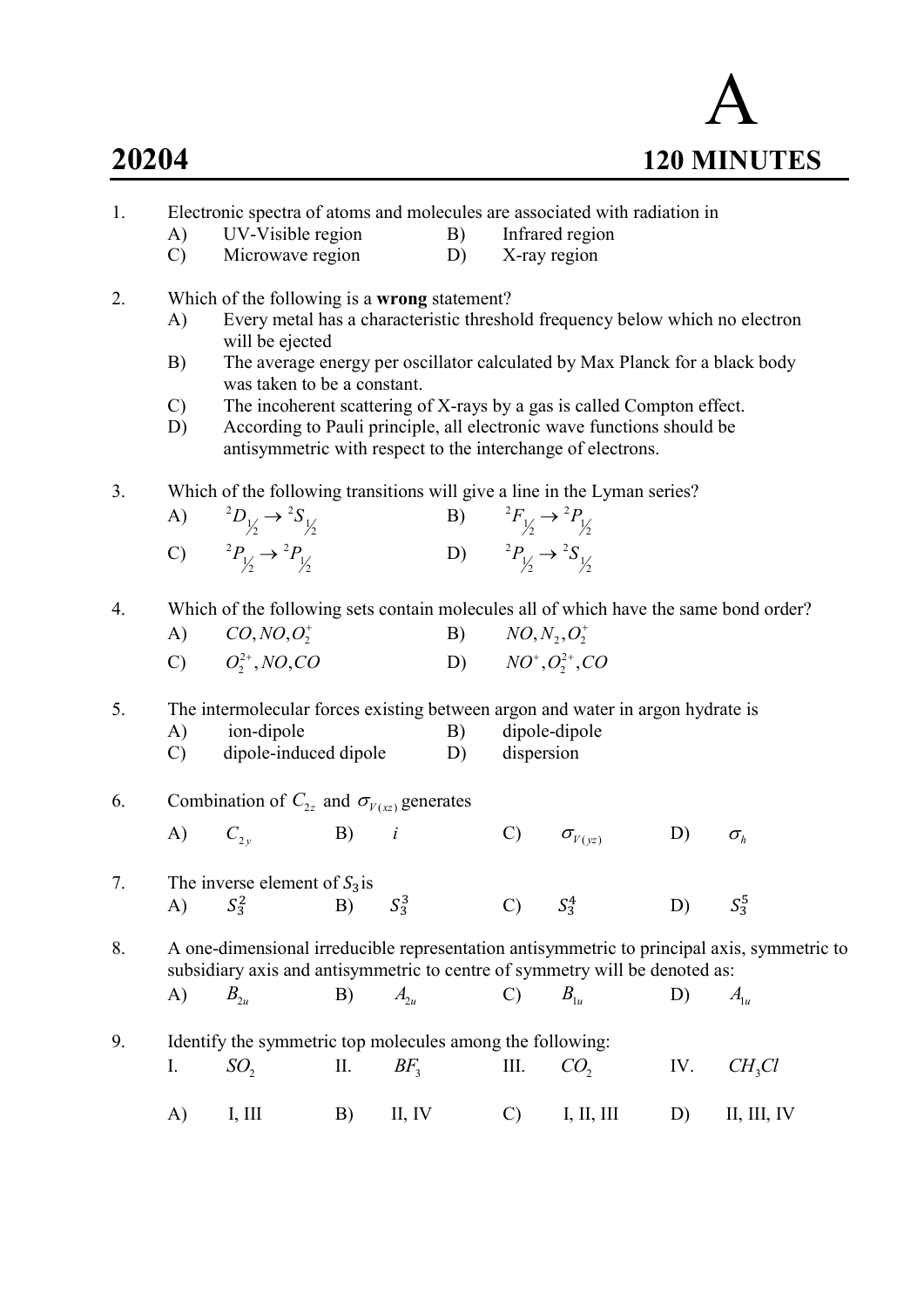# A

**20204** **120 MINUTES**

1. Electronic spectra of atoms and molecules are associated with radiation in
   - A) UV-Visible region
   - B) Infrared region
   - C) Microwave region
   - D) X-ray region

2. Which of the following is a **wrong** statement?
   - A) Every metal has a characteristic threshold frequency below which no electron will be ejected
   - B) The average energy per oscillator calculated by Max Planck for a black body was taken to be a constant.
   - C) The incoherent scattering of X-rays by a gas is called Compton effect.
   - D) According to Pauli principle, all electronic wave functions should be antisymmetric with respect to the interchange of electrons.

3. Which of the following transitions will give a line in the Lyman series?
   - A) ${}^2D_{1/2} \rightarrow {}^2S_{1/2}$
   - B) ${}^2F_{1/2} \rightarrow {}^2P_{1/2}$
   - C) ${}^2P_{1/2} \rightarrow {}^2P_{1/2}$
   - D) ${}^2P_{1/2} \rightarrow {}^2S_{1/2}$

4. Which of the following sets contain molecules all of which have the same bond order?
   - A) $CO, NO, O_2^+$
   - B) $NO, N_2, O_2^+$
   - C) $O_2^{2+}, NO, CO$
   - D) $NO^+, O_2^{2+}, CO$

5. The intermolecular forces existing between argon and water in argon hydrate is
   - A) ion-dipole
   - B) dipole-dipole
   - C) dipole-induced dipole
   - D) dispersion

6. Combination of $C_{2z}$ and $\sigma_{V(xz)}$ generates
   - A) $C_{2y}$
   - B) $i$
   - C) $\sigma_{V(yz)}$
   - D) $\sigma_h$

7. The inverse element of $S_3$ is
   - A) $S_3^2$
   - B) $S_3^3$
   - C) $S_3^4$
   - D) $S_3^5$

8. A one-dimensional irreducible representation antisymmetric to principal axis, symmetric to subsidiary axis and antisymmetric to centre of symmetry will be denoted as:
   - A) $B_{2u}$
   - B) $A_{2u}$
   - C) $B_{1u}$
   - D) $A_{1u}$

9. Identify the symmetric top molecules among the following:

   I. $SO_2$ II. $BF_3$ III. $CO_2$ IV. $CH_3Cl$

   - A) I, III
   - B) II, IV
   - C) I, II, III
   - D) II, III, IV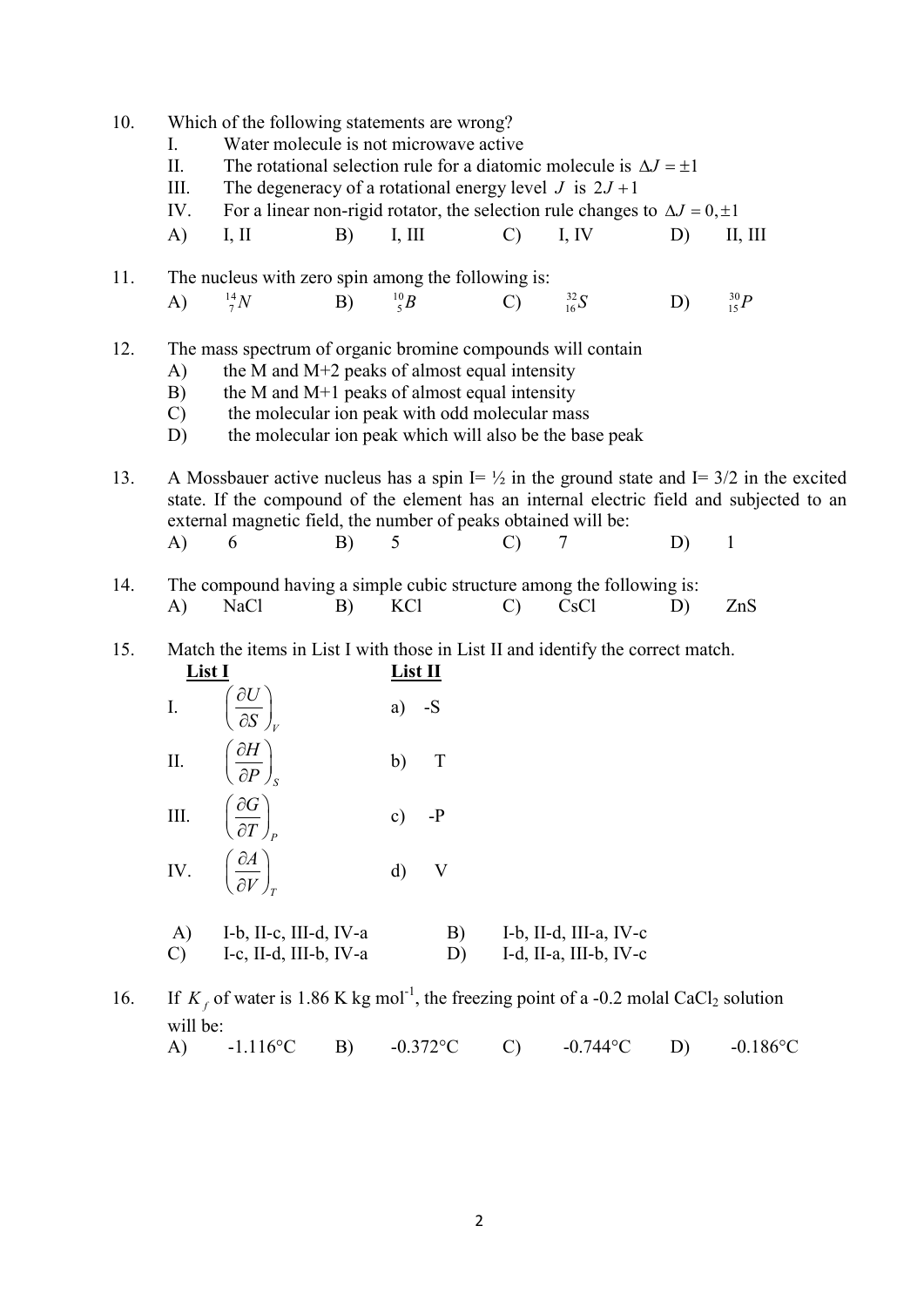10. Which of the following statements are wrong?
    I. Water molecule is not microwave active
    II. The rotational selection rule for a diatomic molecule is $\Delta J = \pm 1$
    III. The degeneracy of a rotational energy level $J$ is $2J+1$
    IV. For a linear non-rigid rotator, the selection rule changes to $\Delta J = 0, \pm 1$

    A) I, II  B) I, III  C) I, IV  D) II, III

11. The nucleus with zero spin among the following is:

    A) ${}^{14}_{7}N$  B) ${}^{10}_{5}B$  C) ${}^{32}_{16}S$  D) ${}^{30}_{15}P$

12. The mass spectrum of organic bromine compounds will contain

    A) the M and M+2 peaks of almost equal intensity
    B) the M and M+1 peaks of almost equal intensity
    C) the molecular ion peak with odd molecular mass
    D) the molecular ion peak which will also be the base peak

13. A Mossbauer active nucleus has a spin I= ½ in the ground state and I= 3/2 in the excited state. If the compound of the element has an internal electric field and subjected to an external magnetic field, the number of peaks obtained will be:

    A) 6  B) 5  C) 7  D) 1

14. The compound having a simple cubic structure among the following is:

    A) NaCl  B) KCl  C) CsCl  D) ZnS

15. Match the items in List I with those in List II and identify the correct match.

| **List I** | **List II** |
|---|---|
| I. $\left(\dfrac{\partial U}{\partial S}\right)_V$ | a) -S |
| II. $\left(\dfrac{\partial H}{\partial P}\right)_S$ | b) T |
| III. $\left(\dfrac{\partial G}{\partial T}\right)_P$ | c) -P |
| IV. $\left(\dfrac{\partial A}{\partial V}\right)_T$ | d) V |

    A) I-b, II-c, III-d, IV-a  B) I-b, II-d, III-a, IV-c
    C) I-c, II-d, III-b, IV-a  D) I-d, II-a, III-b, IV-c

16. If $K_f$ of water is 1.86 K kg mol$^{-1}$, the freezing point of a -0.2 molal $CaCl_2$ solution will be:

    A) -1.116°C  B) -0.372°C  C) -0.744°C  D) -0.186°C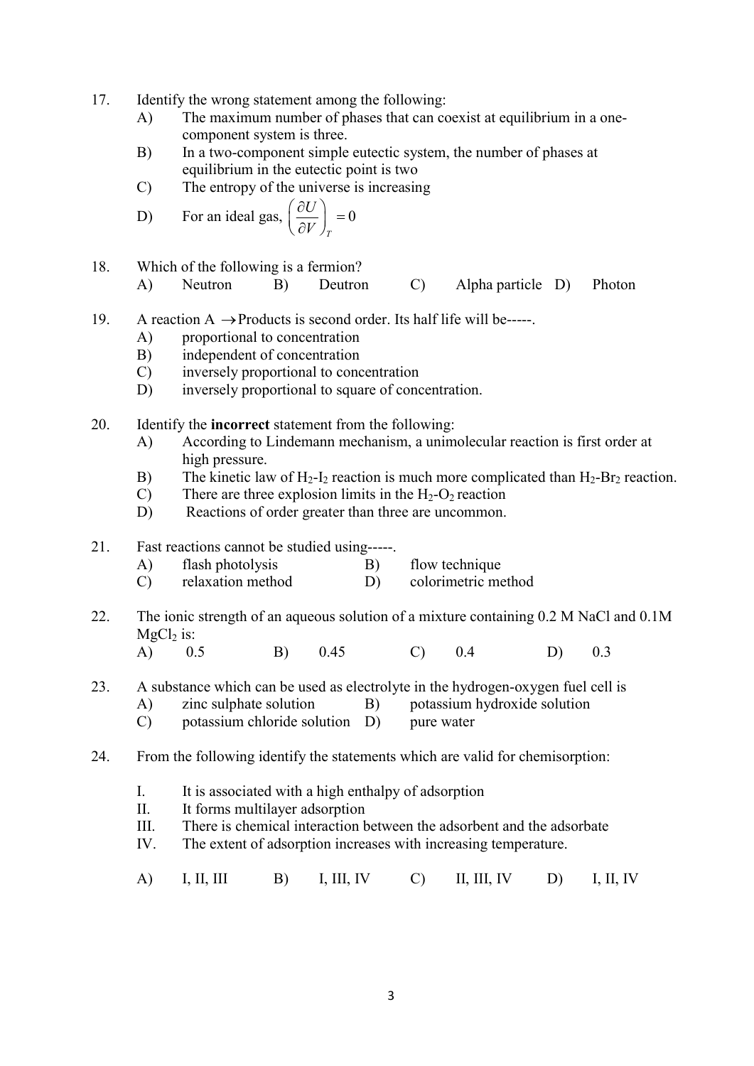17. Identify the wrong statement among the following:
    - A) The maximum number of phases that can coexist at equilibrium in a one-component system is three.
    - B) In a two-component simple eutectic system, the number of phases at equilibrium in the eutectic point is two
    - C) The entropy of the universe is increasing
    - D) For an ideal gas, $\left(\frac{\partial U}{\partial V}\right)_T = 0$

18. Which of the following is a fermion?
    - A) Neutron
    - B) Deutron
    - C) Alpha particle
    - D) Photon

19. A reaction A $\rightarrow$ Products is second order. Its half life will be-----.
    - A) proportional to concentration
    - B) independent of concentration
    - C) inversely proportional to concentration
    - D) inversely proportional to square of concentration.

20. Identify the **incorrect** statement from the following:
    - A) According to Lindemann mechanism, a unimolecular reaction is first order at high pressure.
    - B) The kinetic law of $H_2$-$I_2$ reaction is much more complicated than $H_2$-$Br_2$ reaction.
    - C) There are three explosion limits in the $H_2$-$O_2$ reaction
    - D) Reactions of order greater than three are uncommon.

21. Fast reactions cannot be studied using-----.
    - A) flash photolysis
    - B) flow technique
    - C) relaxation method
    - D) colorimetric method

22. The ionic strength of an aqueous solution of a mixture containing 0.2 M NaCl and 0.1M $MgCl_2$ is:
    - A) 0.5
    - B) 0.45
    - C) 0.4
    - D) 0.3

23. A substance which can be used as electrolyte in the hydrogen-oxygen fuel cell is
    - A) zinc sulphate solution
    - B) potassium hydroxide solution
    - C) potassium chloride solution
    - D) pure water

24. From the following identify the statements which are valid for chemisorption:

    - I. It is associated with a high enthalpy of adsorption
    - II. It forms multilayer adsorption
    - III. There is chemical interaction between the adsorbent and the adsorbate
    - IV. The extent of adsorption increases with increasing temperature.

    - A) I, II, III
    - B) I, III, IV
    - C) II, III, IV
    - D) I, II, IV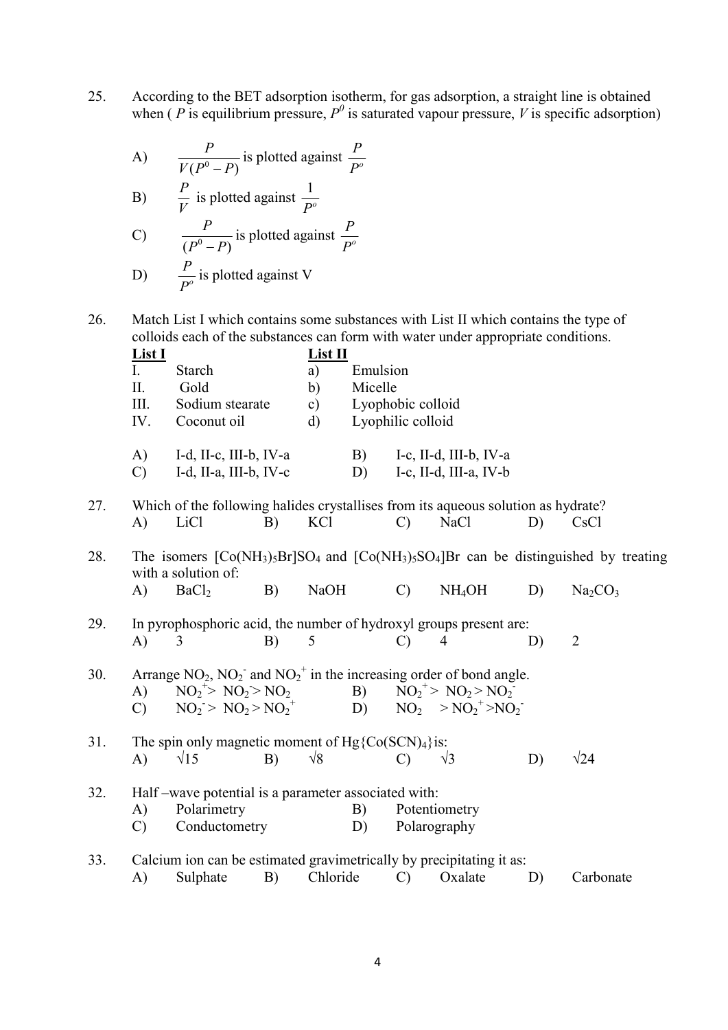25. According to the BET adsorption isotherm, for gas adsorption, a straight line is obtained when ( $P$ is equilibrium pressure, $P^0$ is saturated vapour pressure, $V$ is specific adsorption)

A) $\dfrac{P}{V(P^0 - P)}$ is plotted against $\dfrac{P}{P^o}$

B) $\dfrac{P}{V}$ is plotted against $\dfrac{1}{P^o}$

C) $\dfrac{P}{(P^0 - P)}$ is plotted against $\dfrac{P}{P^o}$

D) $\dfrac{P}{P^o}$ is plotted against V

26. Match List I which contains some substances with List II which contains the type of colloids each of the substances can form with water under appropriate conditions.

| **List I** | | **List II** | |
|---|---|---|---|
| I. | Starch | a) | Emulsion |
| II. | Gold | b) | Micelle |
| III. | Sodium stearate | c) | Lyophobic colloid |
| IV. | Coconut oil | d) | Lyophilic colloid |

A) I-d, II-c, III-b, IV-a  B) I-c, II-d, III-b, IV-a
C) I-d, II-a, III-b, IV-c  D) I-c, II-d, III-a, IV-b

27. Which of the following halides crystallises from its aqueous solution as hydrate?

A) LiCl  B) KCl  C) NaCl  D) CsCl

28. The isomers $[Co(NH_3)_5Br]SO_4$ and $[Co(NH_3)_5SO_4]Br$ can be distinguished by treating with a solution of:

A) $BaCl_2$  B) NaOH  C) $NH_4OH$  D) $Na_2CO_3$

29. In pyrophosphoric acid, the number of hydroxyl groups present are:

A) 3  B) 5  C) 4  D) 2

30. Arrange $NO_2$, $NO_2^-$ and $NO_2^+$ in the increasing order of bond angle.

A) $NO_2^+ > NO_2^- > NO_2$  B) $NO_2^+ > NO_2 > NO_2^-$
C) $NO_2^- > NO_2 > NO_2^+$  D) $NO_2 > NO_2^+ > NO_2^-$

31. The spin only magnetic moment of $Hg\{Co(SCN)_4\}$ is:

A) $\sqrt{15}$  B) $\sqrt{8}$  C) $\sqrt{3}$  D) $\sqrt{24}$

32. Half –wave potential is a parameter associated with:

A) Polarimetry  B) Potentiometry
C) Conductometry  D) Polarography

33. Calcium ion can be estimated gravimetrically by precipitating it as:

A) Sulphate  B) Chloride  C) Oxalate  D) Carbonate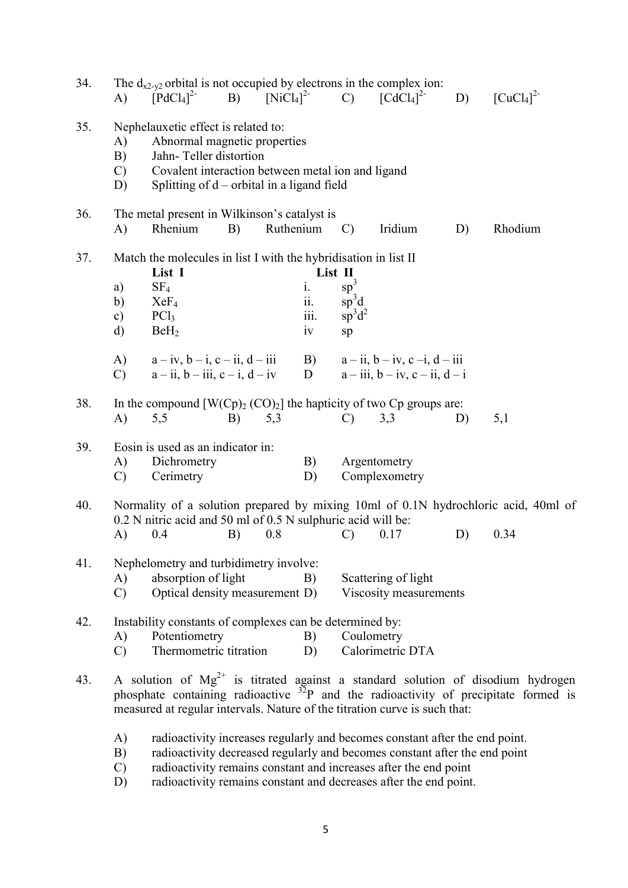34. The $d_{x2-y2}$ orbital is not occupied by electrons in the complex ion:

A) $[PdCl_4]^{2-}$ B) $[NiCl_4]^{2-}$ C) $[CdCl_4]^{2-}$ D) $[CuCl_4]^{2-}$

35. Nephelauxetic effect is related to:

A) Abnormal magnetic properties
B) Jahn- Teller distortion
C) Covalent interaction between metal ion and ligand
D) Splitting of d – orbital in a ligand field

36. The metal present in Wilkinson's catalyst is

A) Rhenium B) Ruthenium C) Iridium D) Rhodium

37. Match the molecules in list I with the hybridisation in list II

| | List I | | List II |
|---|---|---|---|
| a) | $SF_4$ | i. | $sp^3$ |
| b) | $XeF_4$ | ii. | $sp^3d$ |
| c) | $PCl_3$ | iii. | $sp^3d^2$ |
| d) | $BeH_2$ | iv | sp |

A) a – iv, b – i, c – ii, d – iii B) a – ii, b – iv, c –i, d – iii
C) a – ii, b – iii, c – i, d – iv D a – iii, b – iv, c – ii, d – i

38. In the compound $[W(Cp)_2 (CO)_2]$ the hapticity of two Cp groups are:

A) 5,5 B) 5,3 C) 3,3 D) 5,1

39. Eosin is used as an indicator in:

A) Dichrometry B) Argentometry
C) Cerimetry D) Complexometry

40. Normality of a solution prepared by mixing 10ml of 0.1N hydrochloric acid, 40ml of 0.2 N nitric acid and 50 ml of 0.5 N sulphuric acid will be:

A) 0.4 B) 0.8 C) 0.17 D) 0.34

41. Nephelometry and turbidimetry involve:

A) absorption of light B) Scattering of light
C) Optical density measurement D) Viscosity measurements

42. Instability constants of complexes can be determined by:

A) Potentiometry B) Coulometry
C) Thermometric titration D) Calorimetric DTA

43. A solution of $Mg^{2+}$ is titrated against a standard solution of disodium hydrogen phosphate containing radioactive $^{32}P$ and the radioactivity of precipitate formed is measured at regular intervals. Nature of the titration curve is such that:

A) radioactivity increases regularly and becomes constant after the end point.
B) radioactivity decreased regularly and becomes constant after the end point
C) radioactivity remains constant and increases after the end point
D) radioactivity remains constant and decreases after the end point.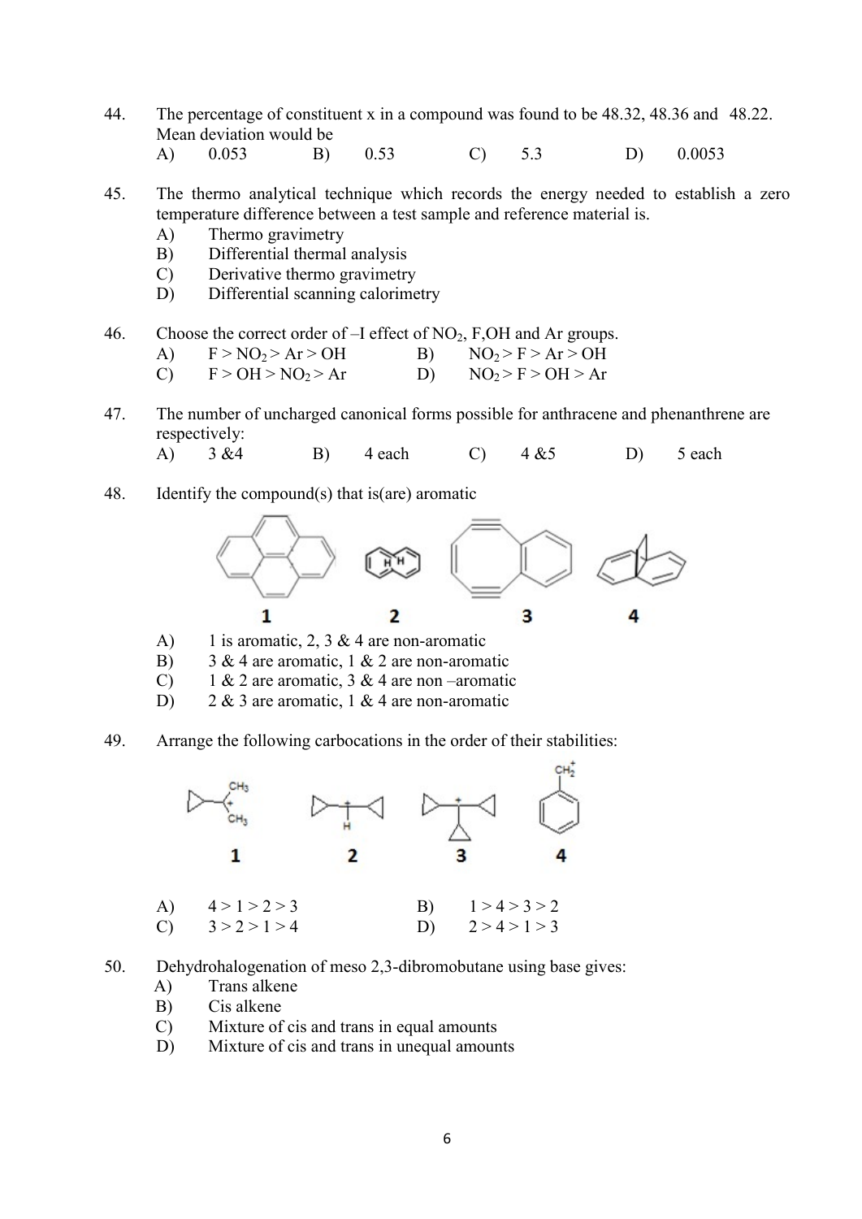44. The percentage of constituent x in a compound was found to be 48.32, 48.36 and 48.22. Mean deviation would be

A) 0.053  B) 0.53  C) 5.3  D) 0.0053

45. The thermo analytical technique which records the energy needed to establish a zero temperature difference between a test sample and reference material is.

A) Thermo gravimetry
B) Differential thermal analysis
C) Derivative thermo gravimetry
D) Differential scanning calorimetry

46. Choose the correct order of –I effect of $NO_2$, F,OH and Ar groups.

A) F > $NO_2$ > Ar > OH  B) $NO_2$ > F > Ar > OH
C) F > OH > $NO_2$ > Ar  D) $NO_2$ > F > OH > Ar

47. The number of uncharged canonical forms possible for anthracene and phenanthrene are respectively:

A) 3 &4  B) 4 each  C) 4 &5  D) 5 each

48. Identify the compound(s) that is(are) aromatic

1  2  3  4

A) 1 is aromatic, 2, 3 & 4 are non-aromatic
B) 3 & 4 are aromatic, 1 & 2 are non-aromatic
C) 1 & 2 are aromatic, 3 & 4 are non –aromatic
D) 2 & 3 are aromatic, 1 & 4 are non-aromatic

49. Arrange the following carbocations in the order of their stabilities:

1  2  3  4

A) 4 > 1 > 2 > 3  B) 1 > 4 > 3 > 2
C) 3 > 2 > 1 > 4  D) 2 > 4 > 1 > 3

50. Dehydrohalogenation of meso 2,3-dibromobutane using base gives:

A) Trans alkene
B) Cis alkene
C) Mixture of cis and trans in equal amounts
D) Mixture of cis and trans in unequal amounts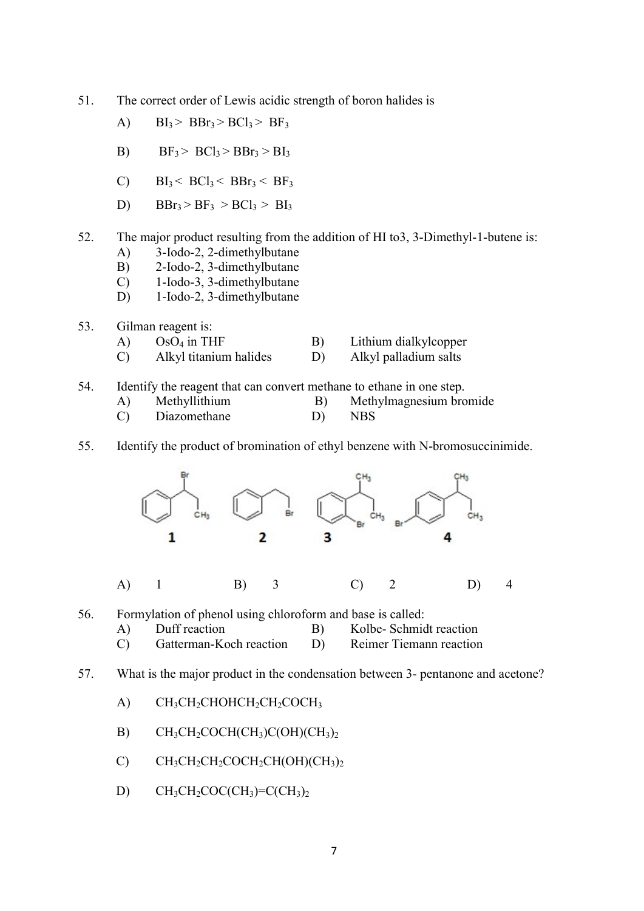51. The correct order of Lewis acidic strength of boron halides is

A) $BI_3 > BBr_3 > BCl_3 > BF_3$

B) $BF_3 > BCl_3 > BBr_3 > BI_3$

C) $BI_3 < BCl_3 < BBr_3 < BF_3$

D) $BBr_3 > BF_3 > BCl_3 > BI_3$

52. The major product resulting from the addition of HI to3, 3-Dimethyl-1-butene is:

A) 3-Iodo-2, 2-dimethylbutane
B) 2-Iodo-2, 3-dimethylbutane
C) 1-Iodo-3, 3-dimethylbutane
D) 1-Iodo-2, 3-dimethylbutane

53. Gilman reagent is:

A) $OsO_4$ in THF
B) Lithium dialkylcopper
C) Alkyl titanium halides
D) Alkyl palladium salts

54. Identify the reagent that can convert methane to ethane in one step.

A) Methyllithium
B) Methylmagnesium bromide
C) Diazomethane
D) NBS

55. Identify the product of bromination of ethyl benzene with N-bromosuccinimide.

A) 1
B) 3
C) 2
D) 4

56. Formylation of phenol using chloroform and base is called:

A) Duff reaction
B) Kolbe- Schmidt reaction
C) Gatterman-Koch reaction
D) Reimer Tiemann reaction

57. What is the major product in the condensation between 3- pentanone and acetone?

A) $CH_3CH_2CHOHCH_2CH_2COCH_3$

B) $CH_3CH_2COCH(CH_3)C(OH)(CH_3)_2$

C) $CH_3CH_2CH_2COCH_2CH(OH)(CH_3)_2$

D) $CH_3CH_2COC(CH_3){=}C(CH_3)_2$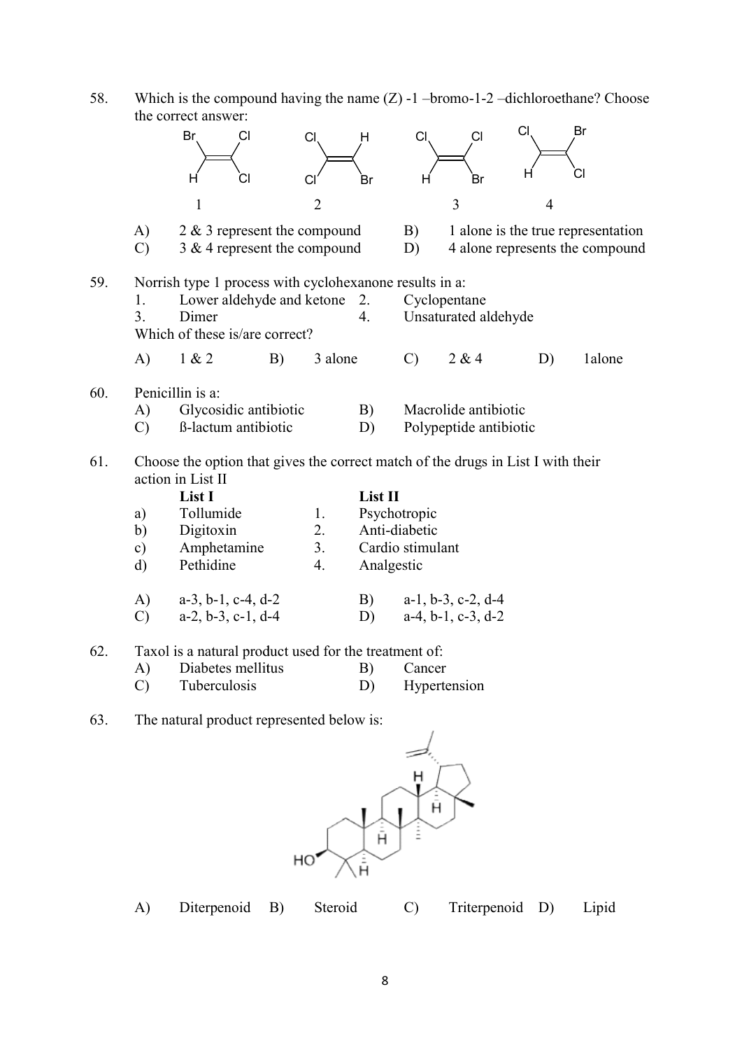58. Which is the compound having the name (Z) -1 –bromo-1-2 –dichloroethane? Choose the correct answer:

1 2 3 4

| | | | |
|---|---|---|---|
| A) | 2 & 3 represent the compound | B) | 1 alone is the true representation |
| C) | 3 & 4 represent the compound | D) | 4 alone represents the compound |

59. Norrish type 1 process with cyclohexanone results in a:

| | | | |
|---|---|---|---|
| 1. | Lower aldehyde and ketone | 2. | Cyclopentane |
| 3. | Dimer | 4. | Unsaturated aldehyde |

Which of these is/are correct?

A) 1 & 2 B) 3 alone C) 2 & 4 D) 1alone

60. Penicillin is a:

| | | | |
|---|---|---|---|
| A) | Glycosidic antibiotic | B) | Macrolide antibiotic |
| C) | ß-lactum antibiotic | D) | Polypeptide antibiotic |

61. Choose the option that gives the correct match of the drugs in List I with their action in List II

| | **List I** | | **List II** |
|---|---|---|---|
| a) | Tollumide | 1. | Psychotropic |
| b) | Digitoxin | 2. | Anti-diabetic |
| c) | Amphetamine | 3. | Cardio stimulant |
| d) | Pethidine | 4. | Analgestic |

| | | | |
|---|---|---|---|
| A) | a-3, b-1, c-4, d-2 | B) | a-1, b-3, c-2, d-4 |
| C) | a-2, b-3, c-1, d-4 | D) | a-4, b-1, c-3, d-2 |

62. Taxol is a natural product used for the treatment of:

| | | | |
|---|---|---|---|
| A) | Diabetes mellitus | B) | Cancer |
| C) | Tuberculosis | D) | Hypertension |

63. The natural product represented below is:

A) Diterpenoid B) Steroid C) Triterpenoid D) Lipid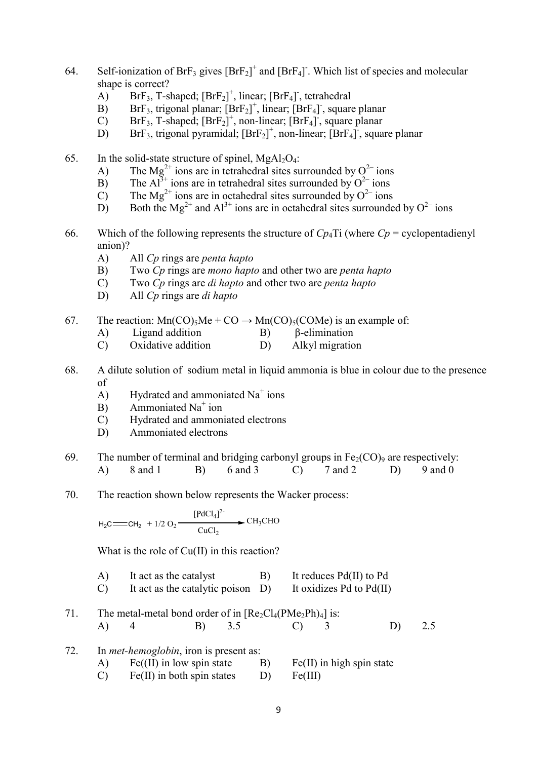64. Self-ionization of $BrF_3$ gives $[BrF_2]^+$ and $[BrF_4]^-$. Which list of species and molecular shape is correct?
   - A) $BrF_3$, T-shaped; $[BrF_2]^+$, linear; $[BrF_4]^-$, tetrahedral
   - B) $BrF_3$, trigonal planar; $[BrF_2]^+$, linear; $[BrF_4]^-$, square planar
   - C) $BrF_3$, T-shaped; $[BrF_2]^+$, non-linear; $[BrF_4]^-$, square planar
   - D) $BrF_3$, trigonal pyramidal; $[BrF_2]^+$, non-linear; $[BrF_4]^-$, square planar

65. In the solid-state structure of spinel, $MgAl_2O_4$:
   - A) The $Mg^{2+}$ ions are in tetrahedral sites surrounded by $O^{2-}$ ions
   - B) The $Al^{3+}$ ions are in tetrahedral sites surrounded by $O^{2-}$ ions
   - C) The $Mg^{2+}$ ions are in octahedral sites surrounded by $O^{2-}$ ions
   - D) Both the $Mg^{2+}$ and $Al^{3+}$ ions are in octahedral sites surrounded by $O^{2-}$ ions

66. Which of the following represents the structure of *Cp*$_4$Ti (where *Cp* = cyclopentadienyl anion)?
   - A) All *Cp* rings are *penta hapto*
   - B) Two *Cp* rings are *mono hapto* and other two are *penta hapto*
   - C) Two *Cp* rings are *di hapto* and other two are *penta hapto*
   - D) All *Cp* rings are *di hapto*

67. The reaction: $Mn(CO)_5Me + CO \rightarrow Mn(CO)_5(COMe)$ is an example of:
   - A) Ligand addition
   - B) β-elimination
   - C) Oxidative addition
   - D) Alkyl migration

68. A dilute solution of sodium metal in liquid ammonia is blue in colour due to the presence of
   - A) Hydrated and ammoniated $Na^+$ ions
   - B) Ammoniated $Na^+$ ion
   - C) Hydrated and ammoniated electrons
   - D) Ammoniated electrons

69. The number of terminal and bridging carbonyl groups in $Fe_2(CO)_9$ are respectively:
   - A) 8 and 1
   - B) 6 and 3
   - C) 7 and 2
   - D) 9 and 0

70. The reaction shown below represents the Wacker process:

$$H_2C{=}CH_2 + 1/2\ O_2 \xrightarrow[CuCl_2]{[PdCl_4]^{2-}} CH_3CHO$$

   What is the role of Cu(II) in this reaction?
   - A) It act as the catalyst
   - B) It reduces Pd(II) to Pd
   - C) It act as the catalytic poison
   - D) It oxidizes Pd to Pd(II)

71. The metal-metal bond order of in $[Re_2Cl_4(PMe_2Ph)_4]$ is:
   - A) 4
   - B) 3.5
   - C) 3
   - D) 2.5

72. In *met-hemoglobin*, iron is present as:
   - A) Fe((II) in low spin state
   - B) Fe(II) in high spin state
   - C) Fe(II) in both spin states
   - D) Fe(III)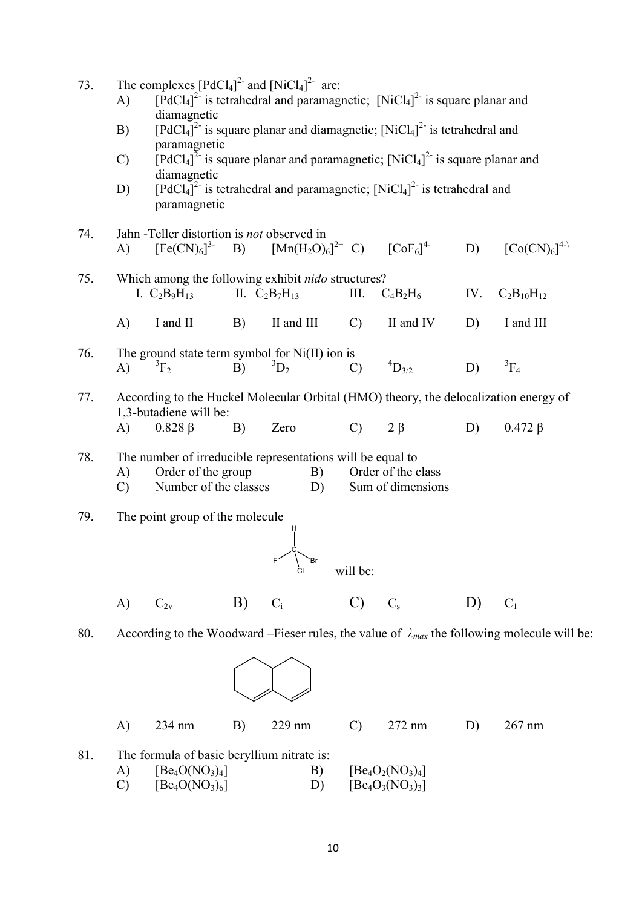73. The complexes $[PdCl_4]^{2-}$ and $[NiCl_4]^{2-}$ are:

A) $[PdCl_4]^{2-}$ is tetrahedral and paramagnetic; $[NiCl_4]^{2-}$ is square planar and diamagnetic

B) $[PdCl_4]^{2-}$ is square planar and diamagnetic; $[NiCl_4]^{2-}$ is tetrahedral and paramagnetic

C) $[PdCl_4]^{2-}$ is square planar and paramagnetic; $[NiCl_4]^{2-}$ is square planar and diamagnetic

D) $[PdCl_4]^{2-}$ is tetrahedral and paramagnetic; $[NiCl_4]^{2-}$ is tetrahedral and paramagnetic

74. Jahn -Teller distortion is *not* observed in

A) $[Fe(CN)_6]^{3-}$ B) $[Mn(H_2O)_6]^{2+}$ C) $[CoF_6]^{4-}$ D) $[Co(CN)_6]^{4-}$

75. Which among the following exhibit *nido* structures?

I. $C_2B_9H_{13}$ II. $C_2B_7H_{13}$ III. $C_4B_2H_6$ IV. $C_2B_{10}H_{12}$

A) I and II B) II and III C) II and IV D) I and III

76. The ground state term symbol for Ni(II) ion is

A) ${}^3F_2$ B) ${}^3D_2$ C) ${}^4D_{3/2}$ D) ${}^3F_4$

77. According to the Huckel Molecular Orbital (HMO) theory, the delocalization energy of 1,3-butadiene will be:

A) 0.828 β B) Zero C) 2 β D) 0.472 β

78. The number of irreducible representations will be equal to

A) Order of the group B) Order of the class

C) Number of the classes D) Sum of dimensions

79. The point group of the molecule (CHFClBr) will be:

A) $C_{2v}$ B) $C_i$ C) $C_s$ D) $C_1$

80. According to the Woodward –Fieser rules, the value of $\lambda_{max}$ the following molecule will be:

A) 234 nm B) 229 nm C) 272 nm D) 267 nm

81. The formula of basic beryllium nitrate is:

A) $[Be_4O(NO_3)_4]$ B) $[Be_4O_2(NO_3)_4]$

C) $[Be_4O(NO_3)_6]$ D) $[Be_4O_3(NO_3)_3]$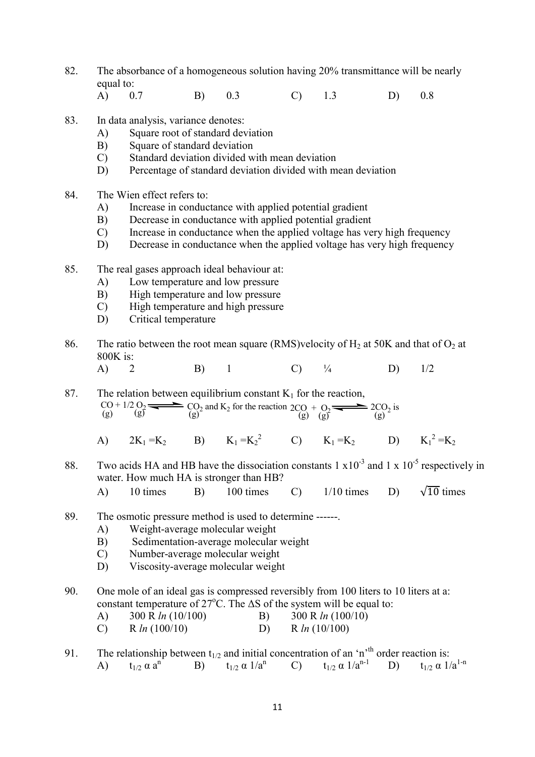82. The absorbance of a homogeneous solution having 20% transmittance will be nearly equal to:

A) 0.7 B) 0.3 C) 1.3 D) 0.8

83. In data analysis, variance denotes:

A) Square root of standard deviation
B) Square of standard deviation
C) Standard deviation divided with mean deviation
D) Percentage of standard deviation divided with mean deviation

84. The Wien effect refers to:

A) Increase in conductance with applied potential gradient
B) Decrease in conductance with applied potential gradient
C) Increase in conductance when the applied voltage has very high frequency
D) Decrease in conductance when the applied voltage has very high frequency

85. The real gases approach ideal behaviour at:

A) Low temperature and low pressure
B) High temperature and low pressure
C) High temperature and high pressure
D) Critical temperature

86. The ratio between the root mean square (RMS)velocity of $H_2$ at 50K and that of $O_2$ at 800K is:

A) 2 B) 1 C) ¼ D) 1/2

87. The relation between equilibrium constant $K_1$ for the reaction, $CO_{(g)} + 1/2\, O_{2(g)} \rightleftharpoons CO_{2(g)}$ and $K_2$ for the reaction $2CO_{(g)} + O_{2(g)} \rightleftharpoons 2CO_{2(g)}$ is

A) $2K_1 = K_2$ B) $K_1 = K_2^2$ C) $K_1 = K_2$ D) $K_1^2 = K_2$

88. Two acids HA and HB have the dissociation constants $1 \times 10^{-3}$ and $1 \times 10^{-5}$ respectively in water. How much HA is stronger than HB?

A) 10 times B) 100 times C) 1/10 times D) $\sqrt{10}$ times

89. The osmotic pressure method is used to determine ------.

A) Weight-average molecular weight
B) Sedimentation-average molecular weight
C) Number-average molecular weight
D) Viscosity-average molecular weight

90. One mole of an ideal gas is compressed reversibly from 100 liters to 10 liters at a: constant temperature of 27°C. The $\Delta S$ of the system will be equal to:

A) $300\, R\, ln\, (10/100)$ B) $300\, R\, ln\, (100/10)$
C) $R\, ln\, (100/10)$ D) $R\, ln\, (10/100)$

91. The relationship between $t_{1/2}$ and initial concentration of an 'n'th order reaction is:

A) $t_{1/2} \propto a^n$ B) $t_{1/2} \propto 1/a^n$ C) $t_{1/2} \propto 1/a^{n-1}$ D) $t_{1/2} \propto 1/a^{1-n}$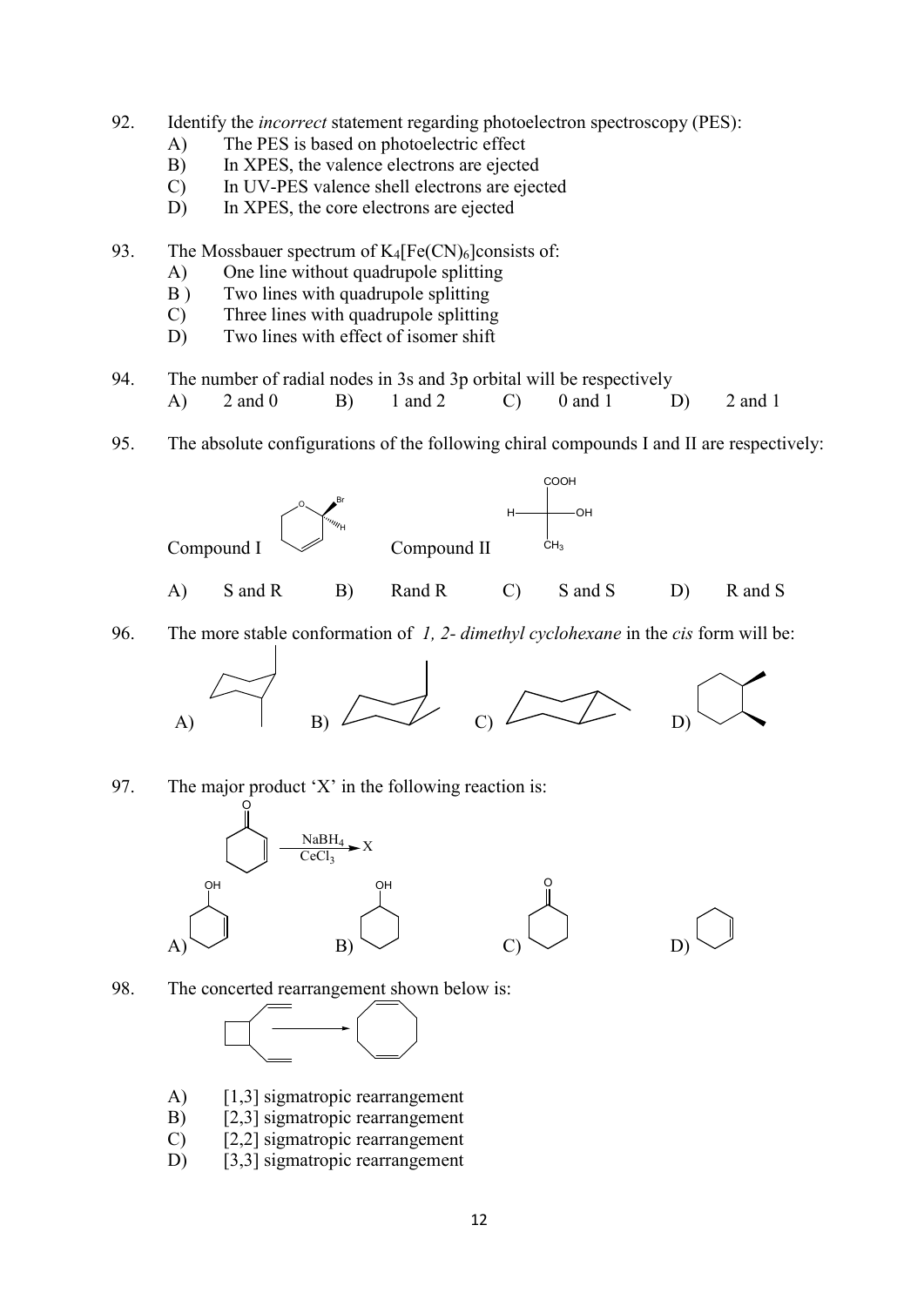92. Identify the *incorrect* statement regarding photoelectron spectroscopy (PES):
   - A) The PES is based on photoelectric effect
   - B) In XPES, the valence electrons are ejected
   - C) In UV-PES valence shell electrons are ejected
   - D) In XPES, the core electrons are ejected

93. The Mossbauer spectrum of $K_4[Fe(CN)_6]$ consists of:
   - A) One line without quadrupole splitting
   - B ) Two lines with quadrupole splitting
   - C) Three lines with quadrupole splitting
   - D) Two lines with effect of isomer shift

94. The number of radial nodes in 3s and 3p orbital will be respectively
   - A) 2 and 0  B) 1 and 2  C) 0 and 1  D) 2 and 1

95. The absolute configurations of the following chiral compounds I and II are respectively:

   Compound I  Compound II

   - A) S and R  B) Rand R  C) S and S  D) R and S

96. The more stable conformation of *1, 2- dimethyl cyclohexane* in the *cis* form will be:

   A)  B)  C)  D)

97. The major product 'X' in the following reaction is:

   $\xrightarrow[CeCl_3]{NaBH_4}$ X

   A)  B)  C)  D)

98. The concerted rearrangement shown below is:

   - A) [1,3] sigmatropic rearrangement
   - B) [2,3] sigmatropic rearrangement
   - C) [2,2] sigmatropic rearrangement
   - D) [3,3] sigmatropic rearrangement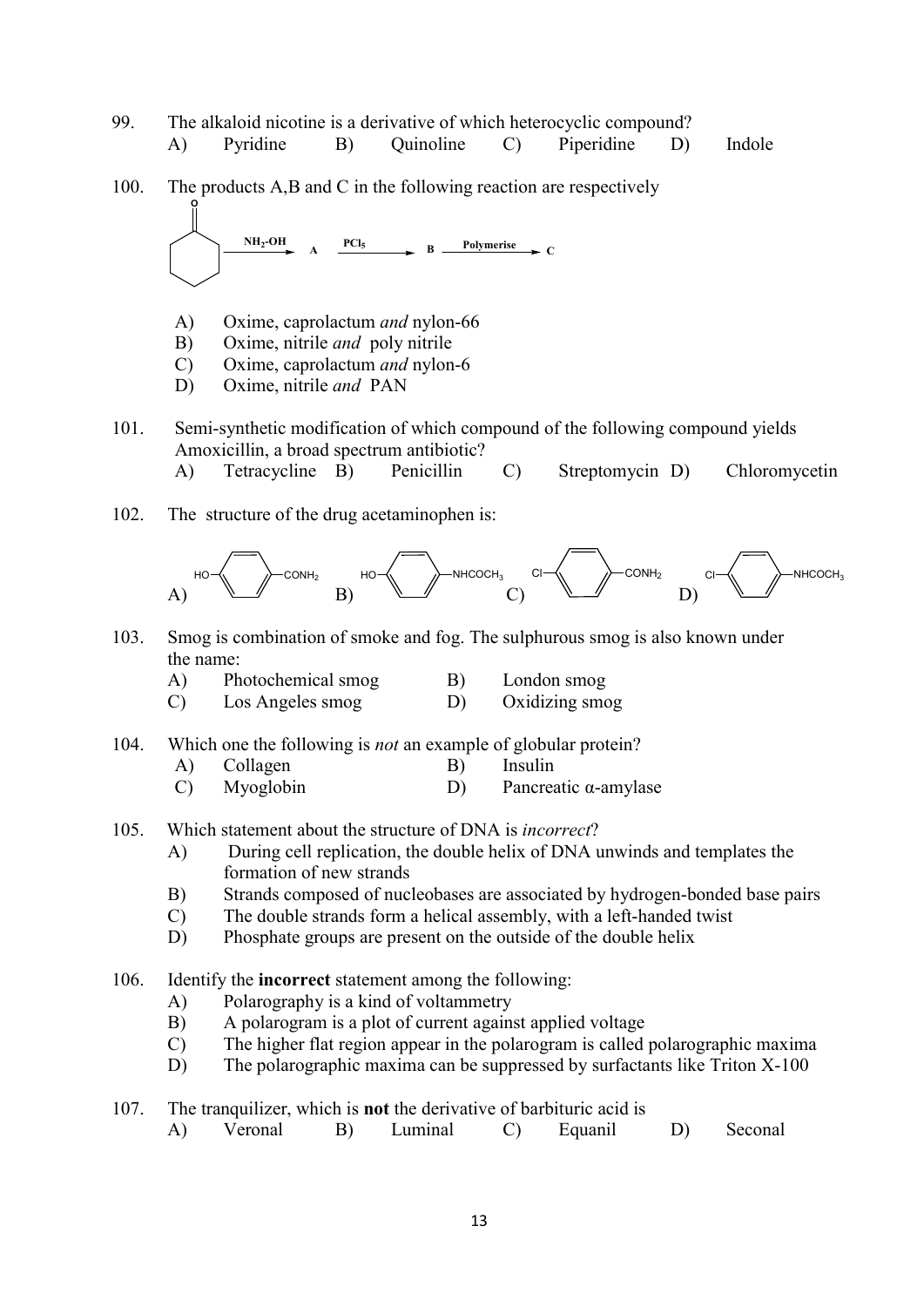99. The alkaloid nicotine is a derivative of which heterocyclic compound?
 A) Pyridine B) Quinoline C) Piperidine D) Indole

100. The products A,B and C in the following reaction are respectively

Cyclohexanone $\xrightarrow{NH_2\text{-}OH}$ A $\xrightarrow{PCl_5}$ B $\xrightarrow{\text{Polymerise}}$ C

 A) Oxime, caprolactum *and* nylon-66
 B) Oxime, nitrile *and* poly nitrile
 C) Oxime, caprolactum *and* nylon-6
 D) Oxime, nitrile *and* PAN

101. Semi-synthetic modification of which compound of the following compound yields Amoxicillin, a broad spectrum antibiotic?
 A) Tetracycline B) Penicillin C) Streptomycin D) Chloromycetin

102. The structure of the drug acetaminophen is:

 A) HO–$C_6H_4$–$CONH_2$ B) HO–$C_6H_4$–$NHCOCH_3$ C) Cl–$C_6H_4$–$CONH_2$ D) Cl–$C_6H_4$–$NHCOCH_3$

103. Smog is combination of smoke and fog. The sulphurous smog is also known under the name:
 A) Photochemical smog B) London smog
 C) Los Angeles smog D) Oxidizing smog

104. Which one the following is *not* an example of globular protein?
 A) Collagen B) Insulin
 C) Myoglobin D) Pancreatic α-amylase

105. Which statement about the structure of DNA is *incorrect*?
 A) During cell replication, the double helix of DNA unwinds and templates the formation of new strands
 B) Strands composed of nucleobases are associated by hydrogen-bonded base pairs
 C) The double strands form a helical assembly, with a left-handed twist
 D) Phosphate groups are present on the outside of the double helix

106. Identify the **incorrect** statement among the following:
 A) Polarography is a kind of voltammetry
 B) A polarogram is a plot of current against applied voltage
 C) The higher flat region appear in the polarogram is called polarographic maxima
 D) The polarographic maxima can be suppressed by surfactants like Triton X-100

107. The tranquilizer, which is **not** the derivative of barbituric acid is
 A) Veronal B) Luminal C) Equanil D) Seconal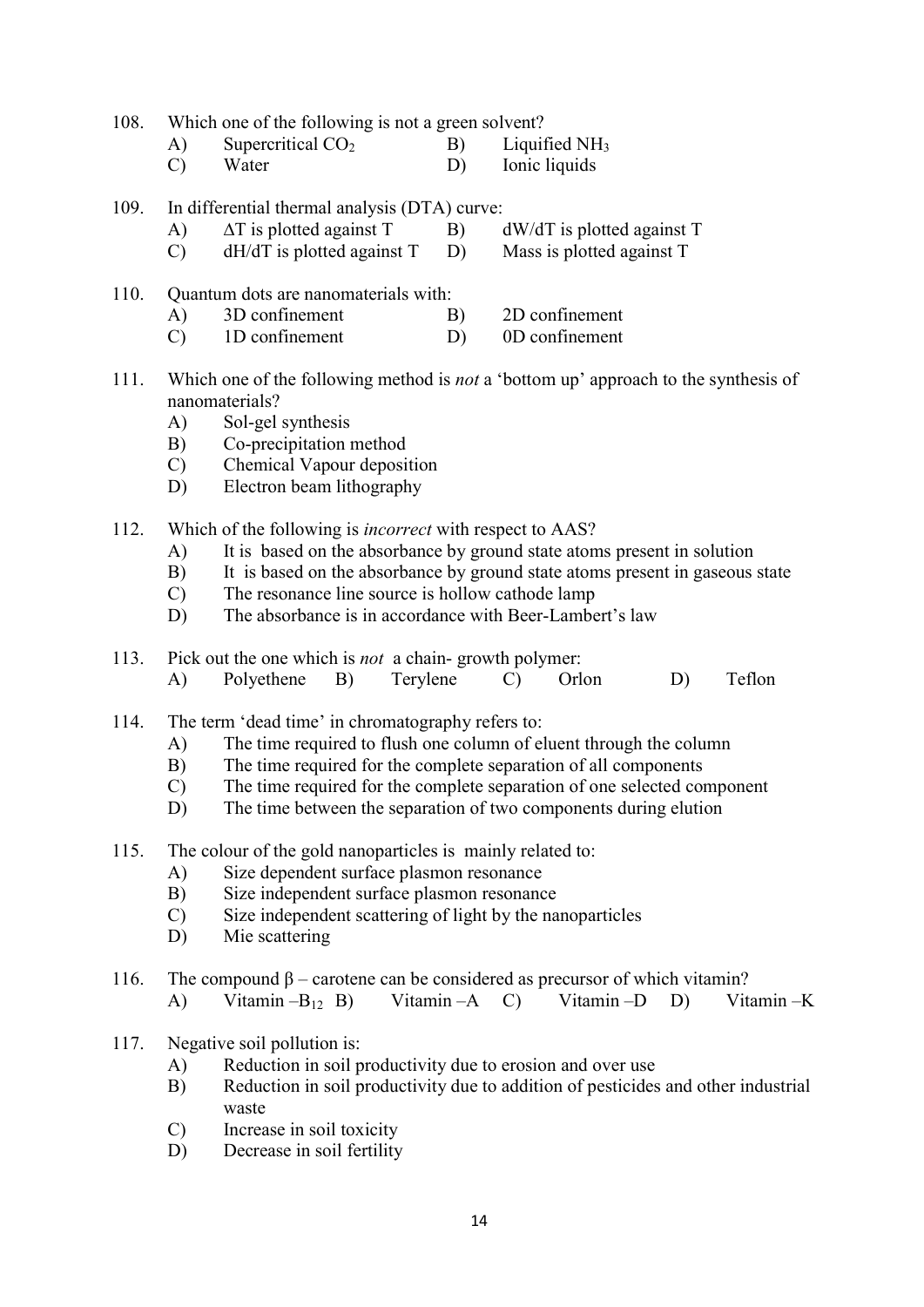108. Which one of the following is not a green solvent?

A) Supercritical $CO_2$ B) Liquified $NH_3$

C) Water D) Ionic liquids

109. In differential thermal analysis (DTA) curve:

A) $\Delta T$ is plotted against T B) dW/dT is plotted against T

C) dH/dT is plotted against T D) Mass is plotted against T

110. Quantum dots are nanomaterials with:

A) 3D confinement B) 2D confinement

C) 1D confinement D) 0D confinement

111. Which one of the following method is *not* a 'bottom up' approach to the synthesis of nanomaterials?

A) Sol-gel synthesis

B) Co-precipitation method

C) Chemical Vapour deposition

D) Electron beam lithography

112. Which of the following is *incorrect* with respect to AAS?

A) It is based on the absorbance by ground state atoms present in solution

B) It is based on the absorbance by ground state atoms present in gaseous state

C) The resonance line source is hollow cathode lamp

D) The absorbance is in accordance with Beer-Lambert's law

113. Pick out the one which is *not* a chain- growth polymer:

A) Polyethene B) Terylene C) Orlon D) Teflon

114. The term 'dead time' in chromatography refers to:

A) The time required to flush one column of eluent through the column

B) The time required for the complete separation of all components

C) The time required for the complete separation of one selected component

D) The time between the separation of two components during elution

115. The colour of the gold nanoparticles is mainly related to:

A) Size dependent surface plasmon resonance

B) Size independent surface plasmon resonance

C) Size independent scattering of light by the nanoparticles

D) Mie scattering

116. The compound $\beta$ – carotene can be considered as precursor of which vitamin?

A) Vitamin –$B_{12}$ B) Vitamin –A C) Vitamin –D D) Vitamin –K

117. Negative soil pollution is:

A) Reduction in soil productivity due to erosion and over use

B) Reduction in soil productivity due to addition of pesticides and other industrial waste

C) Increase in soil toxicity

D) Decrease in soil fertility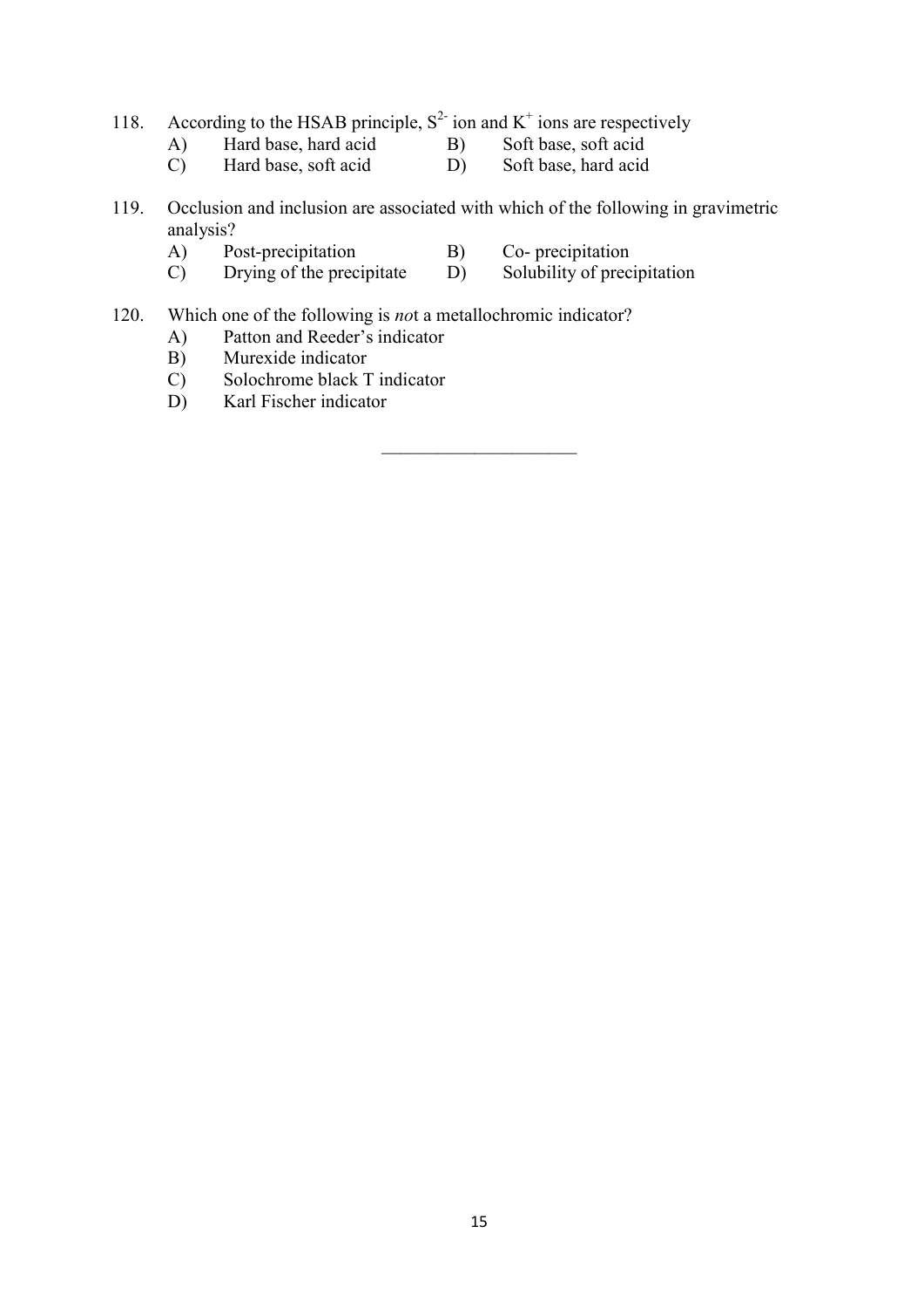118. According to the HSAB principle, $S^{2-}$ ion and $K^{+}$ ions are respectively

   A) Hard base, hard acid
   B) Soft base, soft acid
   C) Hard base, soft acid
   D) Soft base, hard acid

119. Occlusion and inclusion are associated with which of the following in gravimetric analysis?

   A) Post-precipitation
   B) Co- precipitation
   C) Drying of the precipitate
   D) Solubility of precipitation

120. Which one of the following is *no*t a metallochromic indicator?

   A) Patton and Reeder's indicator
   B) Murexide indicator
   C) Solochrome black T indicator
   D) Karl Fischer indicator

---